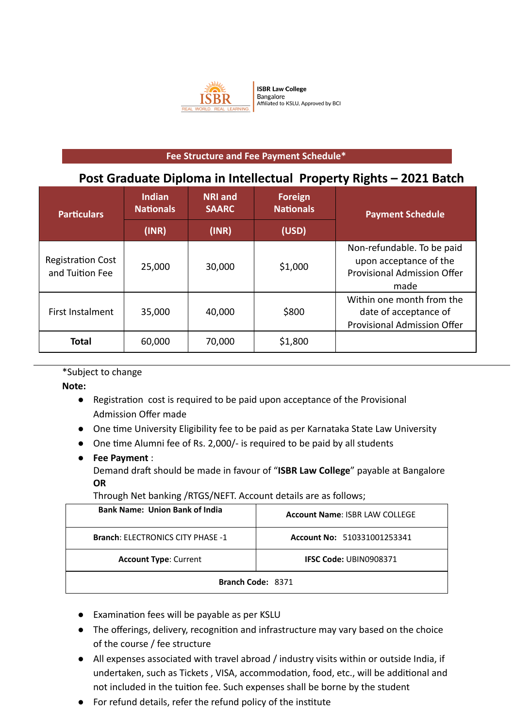ISBR Law College
Bangalore
Affiliated to KSLU, Approved by BCI

## Fee Structure and Fee Payment Schedule*

# Post Graduate Diploma in Intellectual Property Rights – 2021 Batch

| Particulars | Indian Nationals (INR) | NRI and SAARC (INR) | Foreign Nationals (USD) | Payment Schedule |
|---|---|---|---|---|
| Registration Cost and Tuition Fee | 25,000 | 30,000 | $1,000 | Non-refundable. To be paid upon acceptance of the Provisional Admission Offer made |
| First Instalment | 35,000 | 40,000 | $800 | Within one month from the date of acceptance of Provisional Admission Offer |
| **Total** | 60,000 | 70,000 | $1,800 | |

*Subject to change

**Note:**

- Registration cost is required to be paid upon acceptance of the Provisional Admission Offer made
- One time University Eligibility fee to be paid as per Karnataka State Law University
- One time Alumni fee of Rs. 2,000/- is required to be paid by all students
- **Fee Payment** :
  Demand draft should be made in favour of "**ISBR Law College**" payable at Bangalore
  **OR**
  Through Net banking /RTGS/NEFT. Account details are as follows;

| **Bank Name: Union Bank of India** | **Account Name**: ISBR LAW COLLEGE |
|---|---|
| **Branch**: ELECTRONICS CITY PHASE -1 | **Account No:** 510331001253341 |
| **Account Type**: Current | **IFSC Code:** UBIN0908371 |
| **Branch Code:** 8371 | |

- Examination fees will be payable as per KSLU
- The offerings, delivery, recognition and infrastructure may vary based on the choice of the course / fee structure
- All expenses associated with travel abroad / industry visits within or outside India, if undertaken, such as Tickets , VISA, accommodation, food, etc., will be additional and not included in the tuition fee. Such expenses shall be borne by the student
- For refund details, refer the refund policy of the institute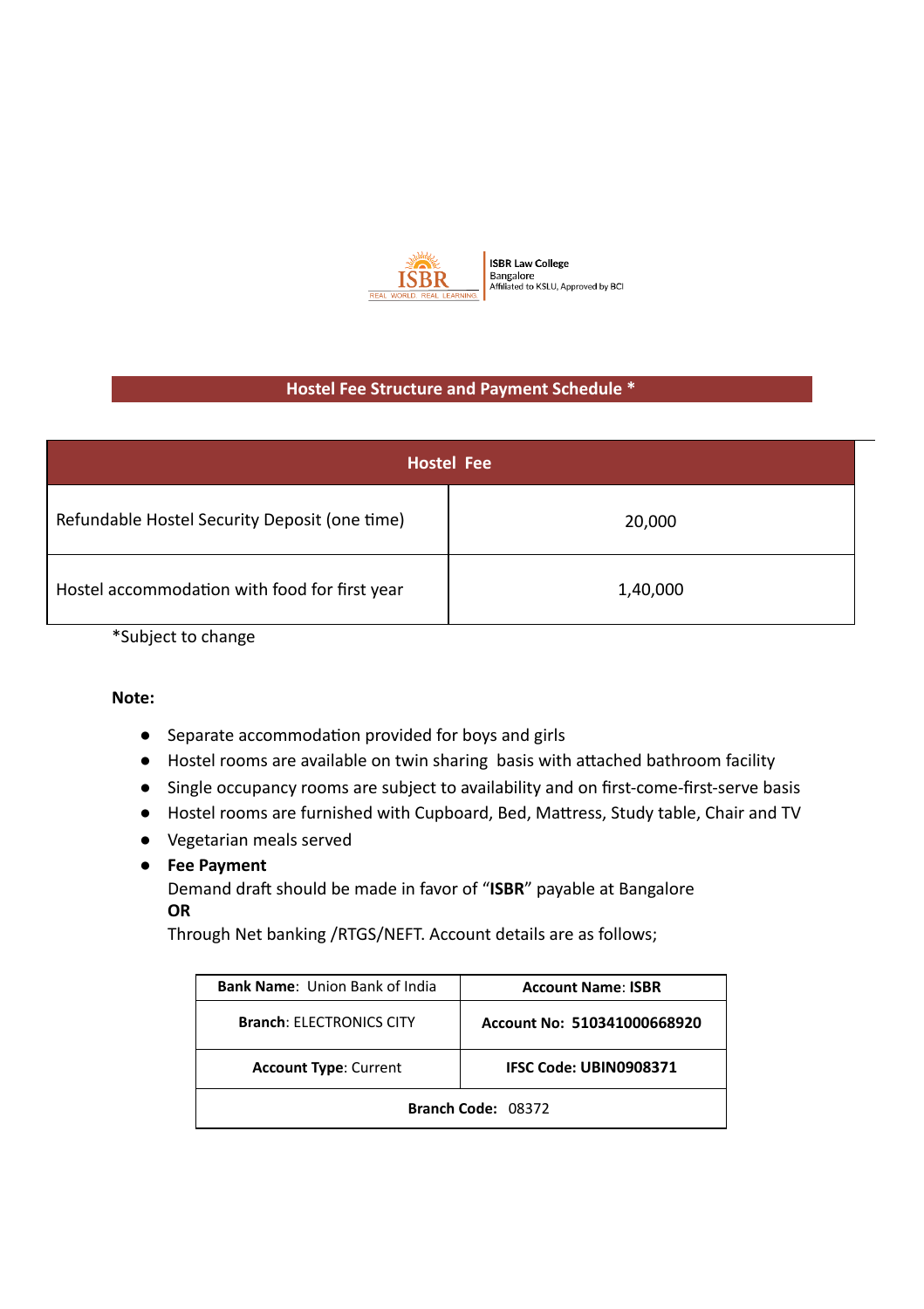ISBR
REAL WORLD REAL LEARNING

ISBR Law College
Bangalore
Affiliated to KSLU, Approved by BCI

## Hostel Fee Structure and Payment Schedule *

| Hostel Fee | |
|---|---|
| Refundable Hostel Security Deposit (one time) | 20,000 |
| Hostel accommodation with food for first year | 1,40,000 |

*Subject to change

**Note:**

- Separate accommodation provided for boys and girls
- Hostel rooms are available on twin sharing basis with attached bathroom facility
- Single occupancy rooms are subject to availability and on first-come-first-serve basis
- Hostel rooms are furnished with Cupboard, Bed, Mattress, Study table, Chair and TV
- Vegetarian meals served
- **Fee Payment**
  Demand draft should be made in favor of "**ISBR**" payable at Bangalore
  **OR**
  Through Net banking /RTGS/NEFT. Account details are as follows;

| | |
|---|---|
| **Bank Name**: Union Bank of India | **Account Name**: **ISBR** |
| **Branch**: ELECTRONICS CITY | **Account No: 510341000668920** |
| **Account Type**: Current | **IFSC Code: UBIN0908371** |
| **Branch Code:** 08372 | |